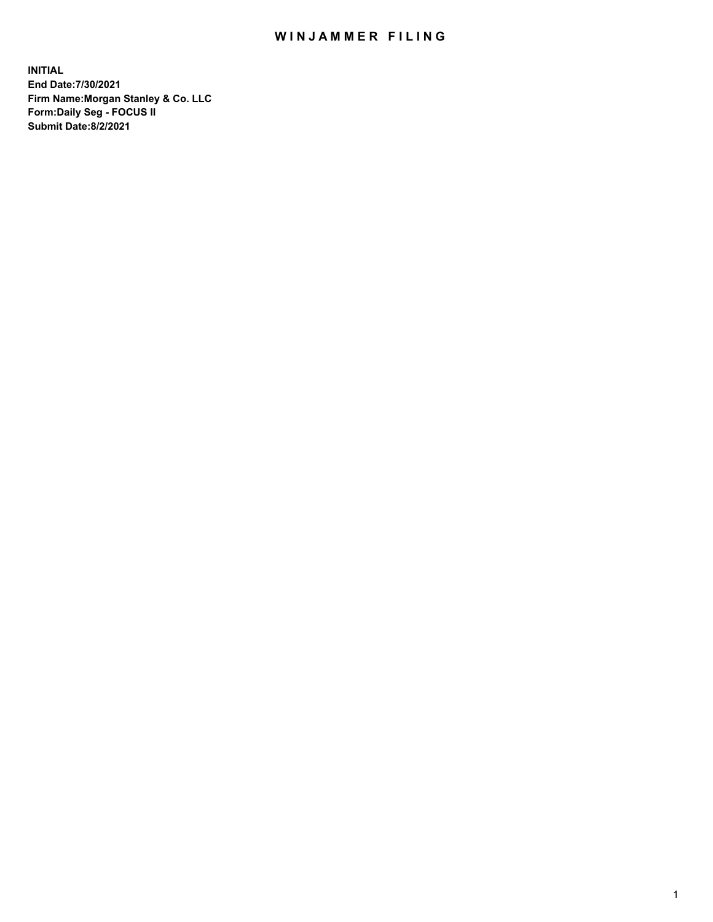# WINJAMMER FILING

**INITIAL**
**End Date:7/30/2021**
**Firm Name:Morgan Stanley & Co. LLC**
**Form:Daily Seg - FOCUS II**
**Submit Date:8/2/2021**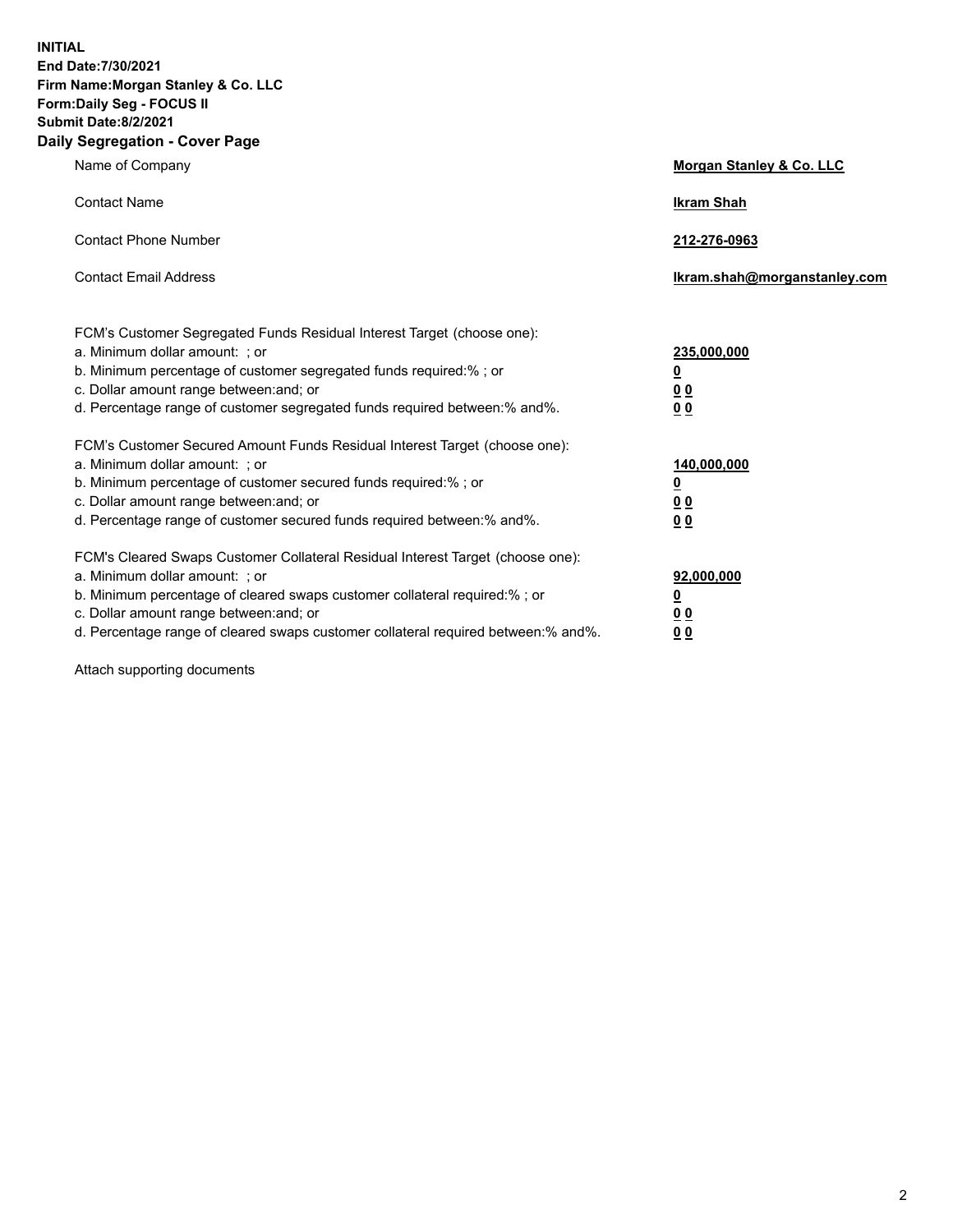**INITIAL**
**End Date:7/30/2021**
**Firm Name:Morgan Stanley & Co. LLC**
**Form:Daily Seg - FOCUS II**
**Submit Date:8/2/2021**

## Daily Segregation - Cover Page

| | |
|---|---|
| Name of Company | **Morgan Stanley & Co. LLC** |
| Contact Name | **Ikram Shah** |
| Contact Phone Number | **212-276-0963** |
| Contact Email Address | **Ikram.shah@morganstanley.com** |

| | |
|---|---|
| FCM's Customer Segregated Funds Residual Interest Target (choose one): | |
| a. Minimum dollar amount: ; or | **235,000,000** |
| b. Minimum percentage of customer segregated funds required:% ; or | **0** |
| c. Dollar amount range between:and; or | **0 0** |
| d. Percentage range of customer segregated funds required between:% and%. | **0 0** |
| FCM's Customer Secured Amount Funds Residual Interest Target (choose one): | |
| a. Minimum dollar amount: ; or | **140,000,000** |
| b. Minimum percentage of customer secured funds required:% ; or | **0** |
| c. Dollar amount range between:and; or | **0 0** |
| d. Percentage range of customer secured funds required between:% and%. | **0 0** |
| FCM's Cleared Swaps Customer Collateral Residual Interest Target (choose one): | |
| a. Minimum dollar amount: ; or | **92,000,000** |
| b. Minimum percentage of cleared swaps customer collateral required:% ; or | **0** |
| c. Dollar amount range between:and; or | **0 0** |
| d. Percentage range of cleared swaps customer collateral required between:% and%. | **0 0** |

Attach supporting documents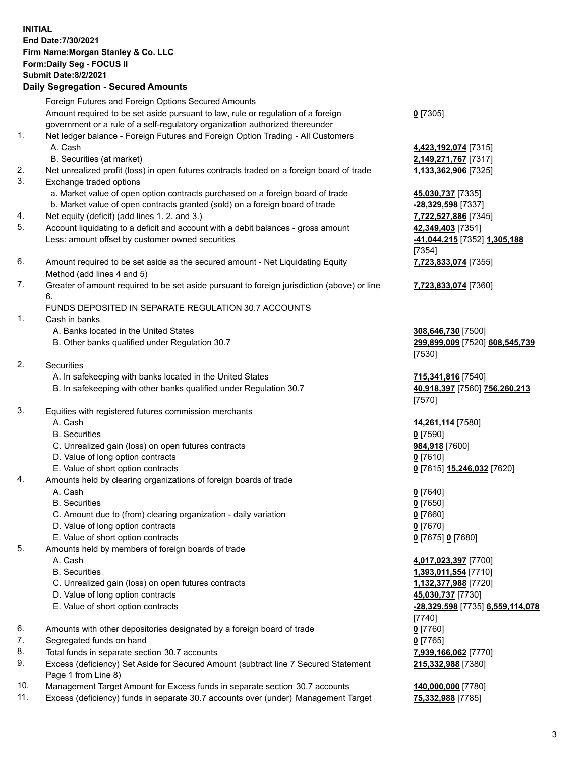**INITIAL**
**End Date:7/30/2021**
**Firm Name:Morgan Stanley & Co. LLC**
**Form:Daily Seg - FOCUS II**
**Submit Date:8/2/2021**

## Daily Segregation - Secured Amounts

| | | |
|---|---|---|
| | Foreign Futures and Foreign Options Secured Amounts | |
| | Amount required to be set aside pursuant to law, rule or regulation of a foreign government or a rule of a self-regulatory organization authorized thereunder | **0** [7305] |
| 1. | Net ledger balance - Foreign Futures and Foreign Option Trading - All Customers | |
| | A. Cash | **4,423,192,074** [7315] |
| | B. Securities (at market) | **2,149,271,767** [7317] |
| 2. | Net unrealized profit (loss) in open futures contracts traded on a foreign board of trade | **1,133,362,906** [7325] |
| 3. | Exchange traded options | |
| | a. Market value of open option contracts purchased on a foreign board of trade | **45,030,737** [7335] |
| | b. Market value of open contracts granted (sold) on a foreign board of trade | **-28,329,598** [7337] |
| 4. | Net equity (deficit) (add lines 1. 2. and 3.) | **7,722,527,886** [7345] |
| 5. | Account liquidating to a deficit and account with a debit balances - gross amount | **42,349,403** [7351] |
| | Less: amount offset by customer owned securities | **-41,044,215** [7352] **1,305,188** [7354] |
| 6. | Amount required to be set aside as the secured amount - Net Liquidating Equity Method (add lines 4 and 5) | **7,723,833,074** [7355] |
| 7. | Greater of amount required to be set aside pursuant to foreign jurisdiction (above) or line 6. | **7,723,833,074** [7360] |
| | FUNDS DEPOSITED IN SEPARATE REGULATION 30.7 ACCOUNTS | |
| 1. | Cash in banks | |
| | A. Banks located in the United States | **308,646,730** [7500] |
| | B. Other banks qualified under Regulation 30.7 | **299,899,009** [7520] **608,545,739** [7530] |
| 2. | Securities | |
| | A. In safekeeping with banks located in the United States | **715,341,816** [7540] |
| | B. In safekeeping with other banks qualified under Regulation 30.7 | **40,918,397** [7560] **756,260,213** [7570] |
| 3. | Equities with registered futures commission merchants | |
| | A. Cash | **14,261,114** [7580] |
| | B. Securities | **0** [7590] |
| | C. Unrealized gain (loss) on open futures contracts | **984,918** [7600] |
| | D. Value of long option contracts | **0** [7610] |
| | E. Value of short option contracts | **0** [7615] **15,246,032** [7620] |
| 4. | Amounts held by clearing organizations of foreign boards of trade | |
| | A. Cash | **0** [7640] |
| | B. Securities | **0** [7650] |
| | C. Amount due to (from) clearing organization - daily variation | **0** [7660] |
| | D. Value of long option contracts | **0** [7670] |
| | E. Value of short option contracts | **0** [7675] **0** [7680] |
| 5. | Amounts held by members of foreign boards of trade | |
| | A. Cash | **4,017,023,397** [7700] |
| | B. Securities | **1,393,011,554** [7710] |
| | C. Unrealized gain (loss) on open futures contracts | **1,132,377,988** [7720] |
| | D. Value of long option contracts | **45,030,737** [7730] |
| | E. Value of short option contracts | **-28,329,598** [7735] **6,559,114,078** [7740] |
| 6. | Amounts with other depositories designated by a foreign board of trade | **0** [7760] |
| 7. | Segregated funds on hand | **0** [7765] |
| 8. | Total funds in separate section 30.7 accounts | **7,939,166,062** [7770] |
| 9. | Excess (deficiency) Set Aside for Secured Amount (subtract line 7 Secured Statement Page 1 from Line 8) | **215,332,988** [7380] |
| 10. | Management Target Amount for Excess funds in separate section 30.7 accounts | **140,000,000** [7780] |
| 11. | Excess (deficiency) funds in separate 30.7 accounts over (under) Management Target | **75,332,988** [7785] |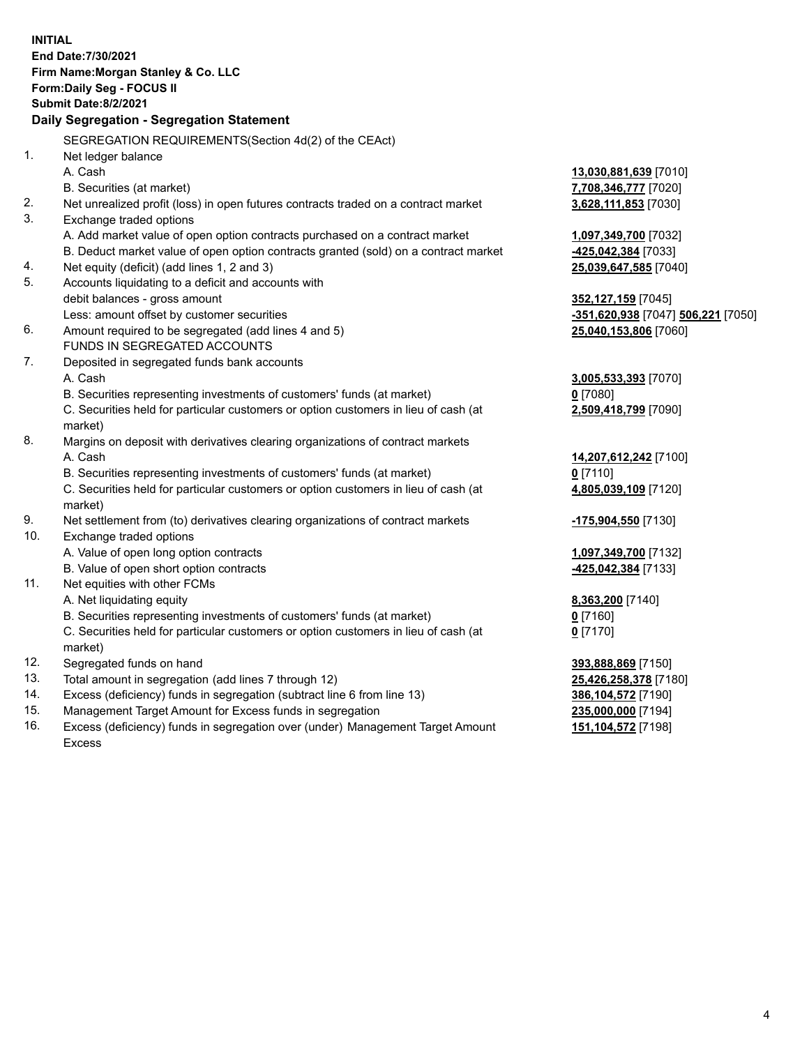**INITIAL**
**End Date:7/30/2021**
**Firm Name:Morgan Stanley & Co. LLC**
**Form:Daily Seg - FOCUS II**
**Submit Date:8/2/2021**

## Daily Segregation - Segregation Statement

SEGREGATION REQUIREMENTS(Section 4d(2) of the CEAct)

| | | |
|---|---|---|
| 1. | Net ledger balance | |
| | A. Cash | **13,030,881,639** [7010] |
| | B. Securities (at market) | **7,708,346,777** [7020] |
| 2. | Net unrealized profit (loss) in open futures contracts traded on a contract market | **3,628,111,853** [7030] |
| 3. | Exchange traded options | |
| | A. Add market value of open option contracts purchased on a contract market | **1,097,349,700** [7032] |
| | B. Deduct market value of open option contracts granted (sold) on a contract market | **-425,042,384** [7033] |
| 4. | Net equity (deficit) (add lines 1, 2 and 3) | **25,039,647,585** [7040] |
| 5. | Accounts liquidating to a deficit and accounts with debit balances - gross amount | **352,127,159** [7045] |
| | Less: amount offset by customer securities | **-351,620,938** [7047] **506,221** [7050] |
| 6. | Amount required to be segregated (add lines 4 and 5) | **25,040,153,806** [7060] |
| | FUNDS IN SEGREGATED ACCOUNTS | |
| 7. | Deposited in segregated funds bank accounts | |
| | A. Cash | **3,005,533,393** [7070] |
| | B. Securities representing investments of customers' funds (at market) | **0** [7080] |
| | C. Securities held for particular customers or option customers in lieu of cash (at market) | **2,509,418,799** [7090] |
| 8. | Margins on deposit with derivatives clearing organizations of contract markets | |
| | A. Cash | **14,207,612,242** [7100] |
| | B. Securities representing investments of customers' funds (at market) | **0** [7110] |
| | C. Securities held for particular customers or option customers in lieu of cash (at market) | **4,805,039,109** [7120] |
| 9. | Net settlement from (to) derivatives clearing organizations of contract markets | **-175,904,550** [7130] |
| 10. | Exchange traded options | |
| | A. Value of open long option contracts | **1,097,349,700** [7132] |
| | B. Value of open short option contracts | **-425,042,384** [7133] |
| 11. | Net equities with other FCMs | |
| | A. Net liquidating equity | **8,363,200** [7140] |
| | B. Securities representing investments of customers' funds (at market) | **0** [7160] |
| | C. Securities held for particular customers or option customers in lieu of cash (at market) | **0** [7170] |
| 12. | Segregated funds on hand | **393,888,869** [7150] |
| 13. | Total amount in segregation (add lines 7 through 12) | **25,426,258,378** [7180] |
| 14. | Excess (deficiency) funds in segregation (subtract line 6 from line 13) | **386,104,572** [7190] |
| 15. | Management Target Amount for Excess funds in segregation | **235,000,000** [7194] |
| 16. | Excess (deficiency) funds in segregation over (under) Management Target Amount Excess | **151,104,572** [7198] |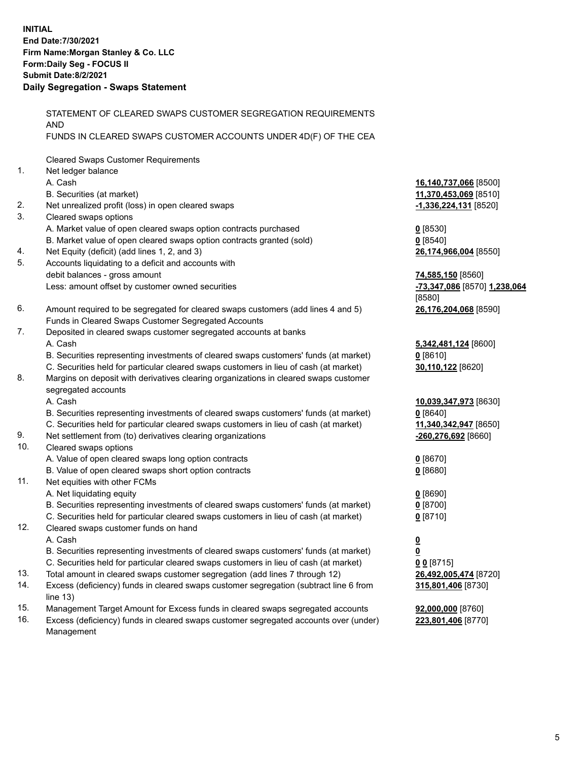**INITIAL**
**End Date:7/30/2021**
**Firm Name:Morgan Stanley & Co. LLC**
**Form:Daily Seg - FOCUS II**
**Submit Date:8/2/2021**
**Daily Segregation - Swaps Statement**

STATEMENT OF CLEARED SWAPS CUSTOMER SEGREGATION REQUIREMENTS AND
FUNDS IN CLEARED SWAPS CUSTOMER ACCOUNTS UNDER 4D(F) OF THE CEA

| | | |
|---|---|---|
| | Cleared Swaps Customer Requirements | |
| 1. | Net ledger balance | |
| | A. Cash | **16,140,737,066** [8500] |
| | B. Securities (at market) | **11,370,453,069** [8510] |
| 2. | Net unrealized profit (loss) in open cleared swaps | **-1,336,224,131** [8520] |
| 3. | Cleared swaps options | |
| | A. Market value of open cleared swaps option contracts purchased | **0** [8530] |
| | B. Market value of open cleared swaps option contracts granted (sold) | **0** [8540] |
| 4. | Net Equity (deficit) (add lines 1, 2, and 3) | **26,174,966,004** [8550] |
| 5. | Accounts liquidating to a deficit and accounts with debit balances - gross amount | **74,585,150** [8560] |
| | Less: amount offset by customer owned securities | **-73,347,086** [8570] **1,238,064** [8580] |
| 6. | Amount required to be segregated for cleared swaps customers (add lines 4 and 5) | **26,176,204,068** [8590] |
| | Funds in Cleared Swaps Customer Segregated Accounts | |
| 7. | Deposited in cleared swaps customer segregated accounts at banks | |
| | A. Cash | **5,342,481,124** [8600] |
| | B. Securities representing investments of cleared swaps customers' funds (at market) | **0** [8610] |
| | C. Securities held for particular cleared swaps customers in lieu of cash (at market) | **30,110,122** [8620] |
| 8. | Margins on deposit with derivatives clearing organizations in cleared swaps customer segregated accounts | |
| | A. Cash | **10,039,347,973** [8630] |
| | B. Securities representing investments of cleared swaps customers' funds (at market) | **0** [8640] |
| | C. Securities held for particular cleared swaps customers in lieu of cash (at market) | **11,340,342,947** [8650] |
| 9. | Net settlement from (to) derivatives clearing organizations | **-260,276,692** [8660] |
| 10. | Cleared swaps options | |
| | A. Value of open cleared swaps long option contracts | **0** [8670] |
| | B. Value of open cleared swaps short option contracts | **0** [8680] |
| 11. | Net equities with other FCMs | |
| | A. Net liquidating equity | **0** [8690] |
| | B. Securities representing investments of cleared swaps customers' funds (at market) | **0** [8700] |
| | C. Securities held for particular cleared swaps customers in lieu of cash (at market) | **0** [8710] |
| 12. | Cleared swaps customer funds on hand | |
| | A. Cash | **0** |
| | B. Securities representing investments of cleared swaps customers' funds (at market) | **0** |
| | C. Securities held for particular cleared swaps customers in lieu of cash (at market) | **0** **0** [8715] |
| 13. | Total amount in cleared swaps customer segregation (add lines 7 through 12) | **26,492,005,474** [8720] |
| 14. | Excess (deficiency) funds in cleared swaps customer segregation (subtract line 6 from line 13) | **315,801,406** [8730] |
| 15. | Management Target Amount for Excess funds in cleared swaps segregated accounts | **92,000,000** [8760] |
| 16. | Excess (deficiency) funds in cleared swaps customer segregated accounts over (under) Management | **223,801,406** [8770] |